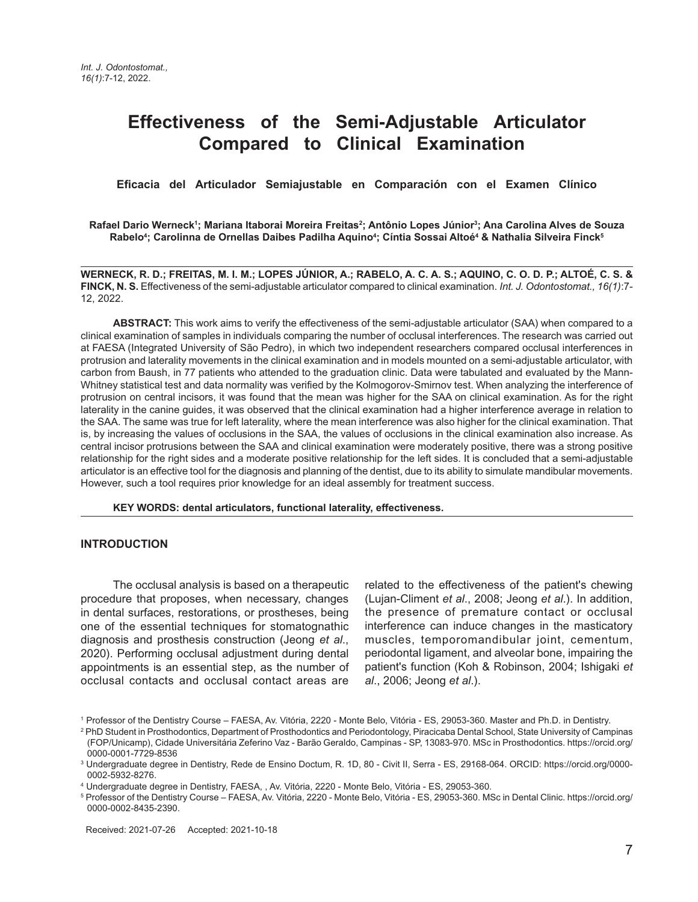# Effectiveness of the Semi-Adjustable Articulator Compared to Clinical Examination

**Eficacia del Articulador Semiajustable en Comparación con el Examen Clínico**

**Rafael Dario Werneck[1]; Mariana Itaborai Moreira Freitas[2]; Antônio Lopes Júnior[3]; Ana Carolina Alves de Souza Rabelo[4]; Carolinna de Ornellas Daibes Padilha Aquino[4]; Cíntia Sossai Altoé[4] & Nathalia Silveira Finck[5]**

**WERNECK, R. D.; FREITAS, M. I. M.; LOPES JÚNIOR, A.; RABELO, A. C. A. S.; AQUINO, C. O. D. P.; ALTOÉ, C. S. & FINCK, N. S.** Effectiveness of the semi-adjustable articulator compared to clinical examination. *Int. J. Odontostomat., 16(1)*:7-12, 2022.

**ABSTRACT:** This work aims to verify the effectiveness of the semi-adjustable articulator (SAA) when compared to a clinical examination of samples in individuals comparing the number of occlusal interferences. The research was carried out at FAESA (Integrated University of São Pedro), in which two independent researchers compared occlusal interferences in protrusion and laterality movements in the clinical examination and in models mounted on a semi-adjustable articulator, with carbon from Baush, in 77 patients who attended to the graduation clinic. Data were tabulated and evaluated by the Mann-Whitney statistical test and data normality was verified by the Kolmogorov-Smirnov test. When analyzing the interference of protrusion on central incisors, it was found that the mean was higher for the SAA on clinical examination. As for the right laterality in the canine guides, it was observed that the clinical examination had a higher interference average in relation to the SAA. The same was true for left laterality, where the mean interference was also higher for the clinical examination. That is, by increasing the values of occlusions in the SAA, the values of occlusions in the clinical examination also increase. As central incisor protrusions between the SAA and clinical examination were moderately positive, there was a strong positive relationship for the right sides and a moderate positive relationship for the left sides. It is concluded that a semi-adjustable articulator is an effective tool for the diagnosis and planning of the dentist, due to its ability to simulate mandibular movements. However, such a tool requires prior knowledge for an ideal assembly for treatment success.

**KEY WORDS: dental articulators, functional laterality, effectiveness.**

## INTRODUCTION

The occlusal analysis is based on a therapeutic procedure that proposes, when necessary, changes in dental surfaces, restorations, or prostheses, being one of the essential techniques for stomatognathic diagnosis and prosthesis construction (Jeong *et al*., 2020). Performing occlusal adjustment during dental appointments is an essential step, as the number of occlusal contacts and occlusal contact areas are related to the effectiveness of the patient's chewing (Lujan-Climent *et al*., 2008; Jeong *et al*.). In addition, the presence of premature contact or occlusal interference can induce changes in the masticatory muscles, temporomandibular joint, cementum, periodontal ligament, and alveolar bone, impairing the patient's function (Koh & Robinson, 2004; Ishigaki *et al*., 2006; Jeong *et al*.).

[1] Professor of the Dentistry Course – FAESA, Av. Vitória, 2220 - Monte Belo, Vitória - ES, 29053-360. Master and Ph.D. in Dentistry.

[2] PhD Student in Prosthodontics, Department of Prosthodontics and Periodontology, Piracicaba Dental School, State University of Campinas (FOP/Unicamp), Cidade Universitária Zeferino Vaz - Barão Geraldo, Campinas - SP, 13083-970. MSc in Prosthodontics. https://orcid.org/0000-0001-7729-8536

[3] Undergraduate degree in Dentistry, Rede de Ensino Doctum, R. 1D, 80 - Civit II, Serra - ES, 29168-064. ORCID: https://orcid.org/0000-0002-5932-8276.

[4] Undergraduate degree in Dentistry, FAESA, , Av. Vitória, 2220 - Monte Belo, Vitória - ES, 29053-360.

[5] Professor of the Dentistry Course – FAESA, Av. Vitória, 2220 - Monte Belo, Vitória - ES, 29053-360. MSc in Dental Clinic. https://orcid.org/0000-0002-8435-2390.

Received: 2021-07-26 Accepted: 2021-10-18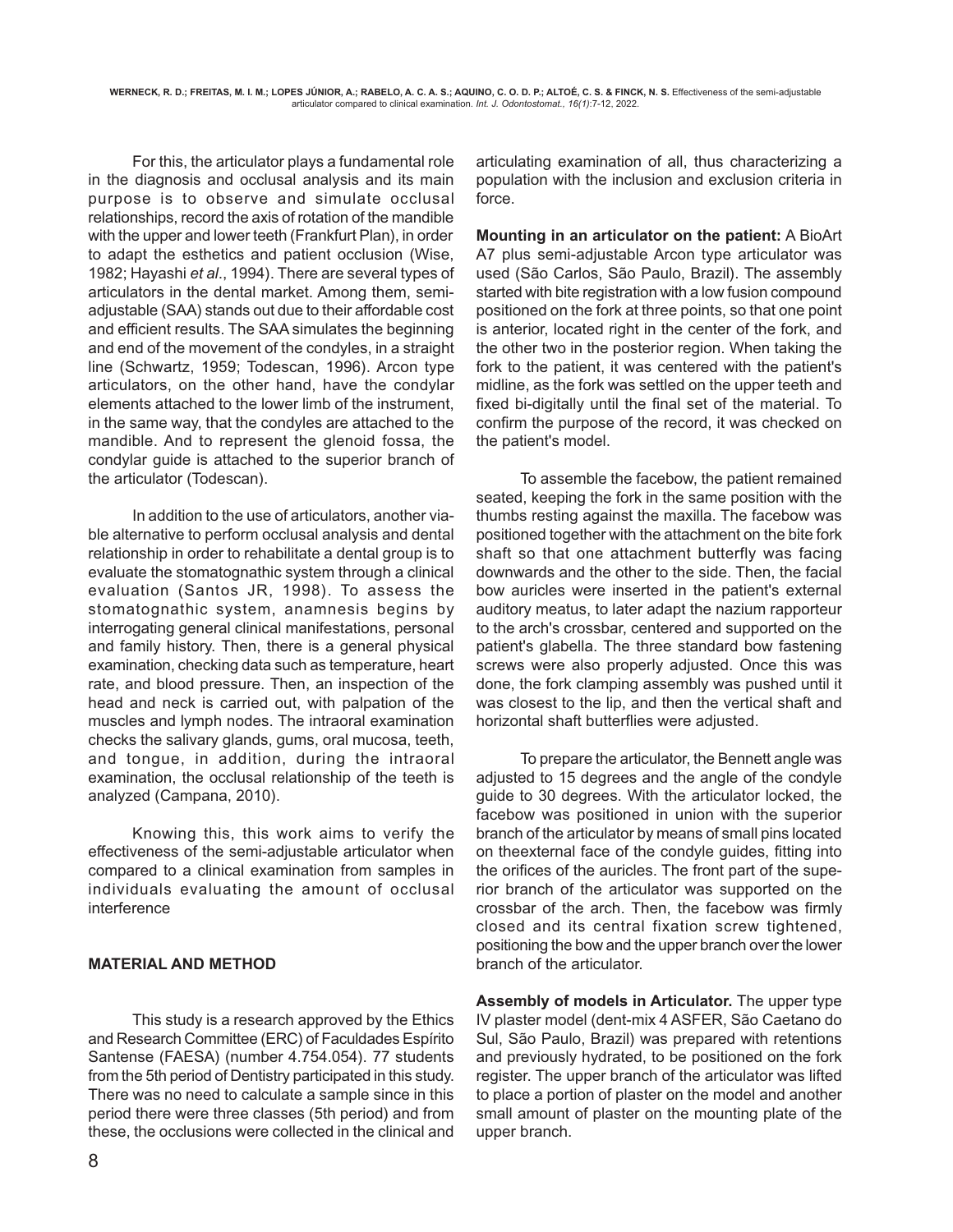For this, the articulator plays a fundamental role in the diagnosis and occlusal analysis and its main purpose is to observe and simulate occlusal relationships, record the axis of rotation of the mandible with the upper and lower teeth (Frankfurt Plan), in order to adapt the esthetics and patient occlusion (Wise, 1982; Hayashi *et al*., 1994). There are several types of articulators in the dental market. Among them, semi-adjustable (SAA) stands out due to their affordable cost and efficient results. The SAA simulates the beginning and end of the movement of the condyles, in a straight line (Schwartz, 1959; Todescan, 1996). Arcon type articulators, on the other hand, have the condylar elements attached to the lower limb of the instrument, in the same way, that the condyles are attached to the mandible. And to represent the glenoid fossa, the condylar guide is attached to the superior branch of the articulator (Todescan).

In addition to the use of articulators, another viable alternative to perform occlusal analysis and dental relationship in order to rehabilitate a dental group is to evaluate the stomatognathic system through a clinical evaluation (Santos JR, 1998). To assess the stomatognathic system, anamnesis begins by interrogating general clinical manifestations, personal and family history. Then, there is a general physical examination, checking data such as temperature, heart rate, and blood pressure. Then, an inspection of the head and neck is carried out, with palpation of the muscles and lymph nodes. The intraoral examination checks the salivary glands, gums, oral mucosa, teeth, and tongue, in addition, during the intraoral examination, the occlusal relationship of the teeth is analyzed (Campana, 2010).

Knowing this, this work aims to verify the effectiveness of the semi-adjustable articulator when compared to a clinical examination from samples in individuals evaluating the amount of occlusal interference

## MATERIAL AND METHOD

This study is a research approved by the Ethics and Research Committee (ERC) of Faculdades Espírito Santense (FAESA) (number 4.754.054). 77 students from the 5th period of Dentistry participated in this study. There was no need to calculate a sample since in this period there were three classes (5th period) and from these, the occlusions were collected in the clinical and articulating examination of all, thus characterizing a population with the inclusion and exclusion criteria in force.

**Mounting in an articulator on the patient:** A BioArt A7 plus semi-adjustable Arcon type articulator was used (São Carlos, São Paulo, Brazil). The assembly started with bite registration with a low fusion compound positioned on the fork at three points, so that one point is anterior, located right in the center of the fork, and the other two in the posterior region. When taking the fork to the patient, it was centered with the patient's midline, as the fork was settled on the upper teeth and fixed bi-digitally until the final set of the material. To confirm the purpose of the record, it was checked on the patient's model.

To assemble the facebow, the patient remained seated, keeping the fork in the same position with the thumbs resting against the maxilla. The facebow was positioned together with the attachment on the bite fork shaft so that one attachment butterfly was facing downwards and the other to the side. Then, the facial bow auricles were inserted in the patient's external auditory meatus, to later adapt the nazium rapporteur to the arch's crossbar, centered and supported on the patient's glabella. The three standard bow fastening screws were also properly adjusted. Once this was done, the fork clamping assembly was pushed until it was closest to the lip, and then the vertical shaft and horizontal shaft butterflies were adjusted.

To prepare the articulator, the Bennett angle was adjusted to 15 degrees and the angle of the condyle guide to 30 degrees. With the articulator locked, the facebow was positioned in union with the superior branch of the articulator by means of small pins located on theexternal face of the condyle guides, fitting into the orifices of the auricles. The front part of the superior branch of the articulator was supported on the crossbar of the arch. Then, the facebow was firmly closed and its central fixation screw tightened, positioning the bow and the upper branch over the lower branch of the articulator.

**Assembly of models in Articulator.** The upper type IV plaster model (dent-mix 4 ASFER, São Caetano do Sul, São Paulo, Brazil) was prepared with retentions and previously hydrated, to be positioned on the fork register. The upper branch of the articulator was lifted to place a portion of plaster on the model and another small amount of plaster on the mounting plate of the upper branch.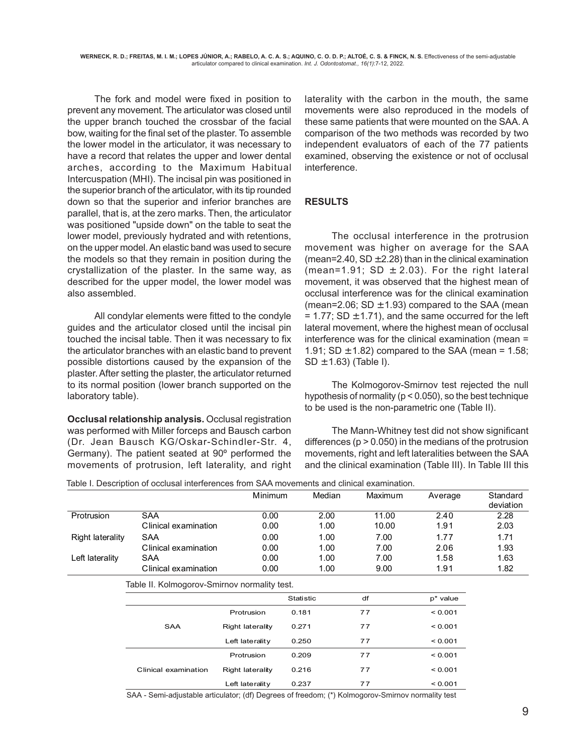The fork and model were fixed in position to prevent any movement. The articulator was closed until the upper branch touched the crossbar of the facial bow, waiting for the final set of the plaster. To assemble the lower model in the articulator, it was necessary to have a record that relates the upper and lower dental arches, according to the Maximum Habitual Intercuspation (MHI). The incisal pin was positioned in the superior branch of the articulator, with its tip rounded down so that the superior and inferior branches are parallel, that is, at the zero marks. Then, the articulator was positioned "upside down" on the table to seat the lower model, previously hydrated and with retentions, on the upper model. An elastic band was used to secure the models so that they remain in position during the crystallization of the plaster. In the same way, as described for the upper model, the lower model was also assembled.

All condylar elements were fitted to the condyle guides and the articulator closed until the incisal pin touched the incisal table. Then it was necessary to fix the articulator branches with an elastic band to prevent possible distortions caused by the expansion of the plaster. After setting the plaster, the articulator returned to its normal position (lower branch supported on the laboratory table).

**Occlusal relationship analysis.** Occlusal registration was performed with Miller forceps and Bausch carbon (Dr. Jean Bausch KG/Oskar-Schindler-Str. 4, Germany). The patient seated at 90º performed the movements of protrusion, left laterality, and right laterality with the carbon in the mouth, the same movements were also reproduced in the models of these same patients that were mounted on the SAA. A comparison of the two methods was recorded by two independent evaluators of each of the 77 patients examined, observing the existence or not of occlusal interference.

## RESULTS

The occlusal interference in the protrusion movement was higher on average for the SAA (mean=2.40, SD ±2.28) than in the clinical examination (mean=1.91; SD ± 2.03). For the right lateral movement, it was observed that the highest mean of occlusal interference was for the clinical examination (mean=2.06; SD ±1.93) compared to the SAA (mean = 1.77; SD ±1.71), and the same occurred for the left lateral movement, where the highest mean of occlusal interference was for the clinical examination (mean = 1.91; SD ±1.82) compared to the SAA (mean = 1.58; SD ±1.63) (Table I).

The Kolmogorov-Smirnov test rejected the null hypothesis of normality ($p < 0.050$), so the best technique to be used is the non-parametric one (Table II).

The Mann-Whitney test did not show significant differences ($p > 0.050$) in the medians of the protrusion movements, right and left lateralities between the SAA and the clinical examination (Table III). In Table III this

Table I. Description of occlusal interferences from SAA movements and clinical examination.

| | | Minimum | Median | Maximum | Average | Standard deviation |
|---|---|---|---|---|---|---|
| Protrusion | SAA | 0.00 | 2.00 | 11.00 | 2.40 | 2.28 |
| | Clinical examination | 0.00 | 1.00 | 10.00 | 1.91 | 2.03 |
| Right laterality | SAA | 0.00 | 1.00 | 7.00 | 1.77 | 1.71 |
| | Clinical examination | 0.00 | 1.00 | 7.00 | 2.06 | 1.93 |
| Left laterality | SAA | 0.00 | 1.00 | 7.00 | 1.58 | 1.63 |
| | Clinical examination | 0.00 | 1.00 | 9.00 | 1.91 | 1.82 |

Table II. Kolmogorov-Smirnov normality test.

| | | Statistic | df | p* value |
|---|---|---|---|---|
| SAA | Protrusion | 0.181 | 77 | < 0.001 |
| | Right laterality | 0.271 | 77 | < 0.001 |
| | Left laterality | 0.250 | 77 | < 0.001 |
| Clinical examination | Protrusion | 0.209 | 77 | < 0.001 |
| | Right laterality | 0.216 | 77 | < 0.001 |
| | Left laterality | 0.237 | 77 | < 0.001 |

SAA - Semi-adjustable articulator; (df) Degrees of freedom; (*) Kolmogorov-Smirnov normality test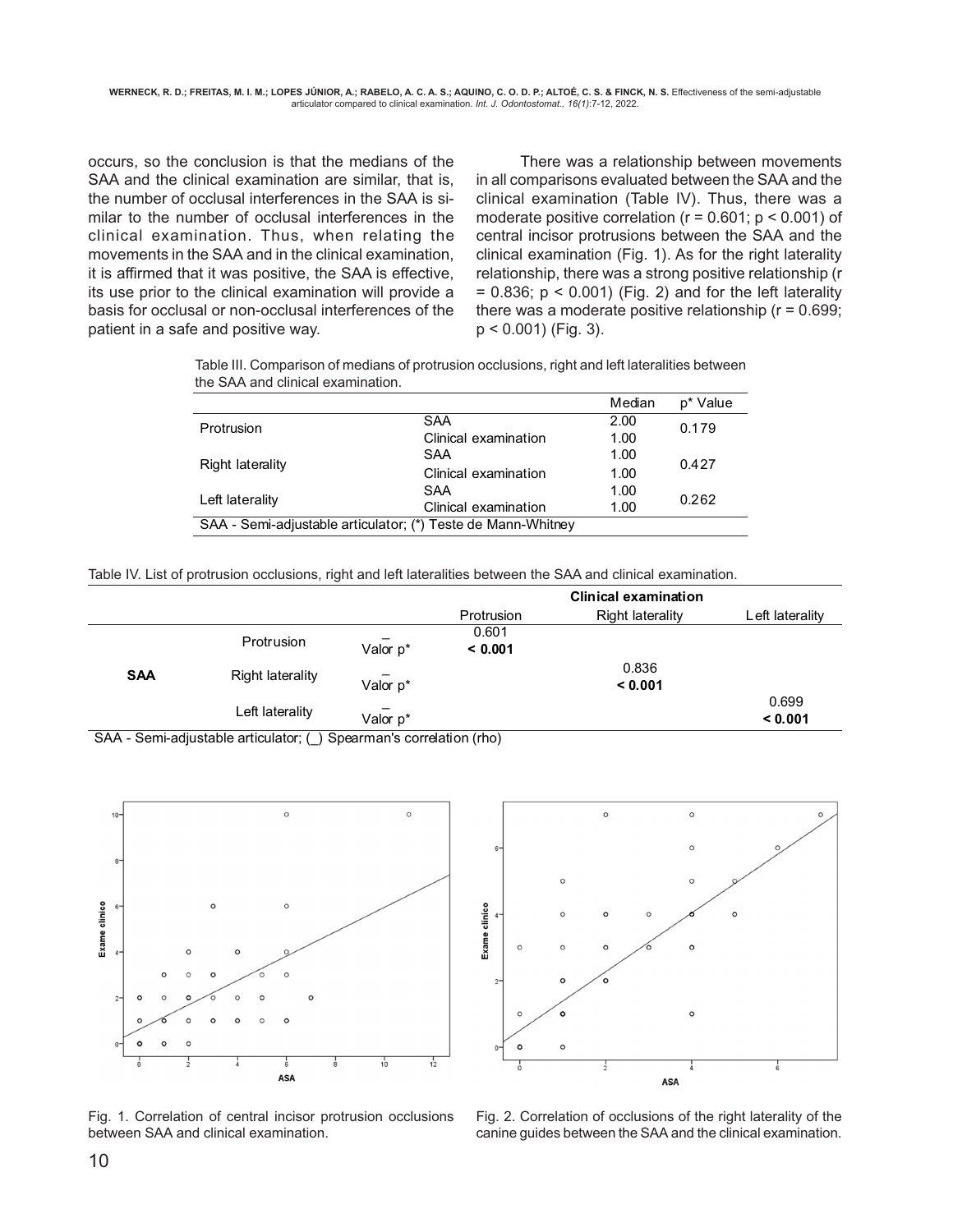occurs, so the conclusion is that the medians of the SAA and the clinical examination are similar, that is, the number of occlusal interferences in the SAA is similar to the number of occlusal interferences in the clinical examination. Thus, when relating the movements in the SAA and in the clinical examination, it is affirmed that it was positive, the SAA is effective, its use prior to the clinical examination will provide a basis for occlusal or non-occlusal interferences of the patient in a safe and positive way.

There was a relationship between movements in all comparisons evaluated between the SAA and the clinical examination (Table IV). Thus, there was a moderate positive correlation ($r = 0.601$; $p < 0.001$) of central incisor protrusions between the SAA and the clinical examination (Fig. 1). As for the right laterality relationship, there was a strong positive relationship ($r = 0.836$; $p < 0.001$) (Fig. 2) and for the left laterality there was a moderate positive relationship ($r = 0.699$; $p < 0.001$) (Fig. 3).

Table III. Comparison of medians of protrusion occlusions, right and left lateralities between the SAA and clinical examination.

| | | Median | p* Value |
|---|---|---|---|
| Protrusion | SAA | 2.00 | 0.179 |
| | Clinical examination | 1.00 | |
| Right laterality | SAA | 1.00 | 0.427 |
| | Clinical examination | 1.00 | |
| Left laterality | SAA | 1.00 | 0.262 |
| | Clinical examination | 1.00 | |

SAA - Semi-adjustable articulator; (*) Teste de Mann-Whitney

Table IV. List of protrusion occlusions, right and left lateralities between the SAA and clinical examination.

| | | | Clinical examination | | |
|---|---|---|---|---|---|
| | | | Protrusion | Right laterality | Left laterality |
| SAA | Protrusion | _ | 0.601 | | |
| | | Valor p* | **< 0.001** | | |
| | Right laterality | _ | | 0.836 | |
| | | Valor p* | | **< 0.001** | |
| | Left laterality | _ | | | 0.699 |
| | | Valor p* | | | **< 0.001** |

SAA - Semi-adjustable articulator; (_) Spearman's correlation (rho)

Fig. 1. Correlation of central incisor protrusion occlusions between SAA and clinical examination.

Fig. 2. Correlation of occlusions of the right laterality of the canine guides between the SAA and the clinical examination.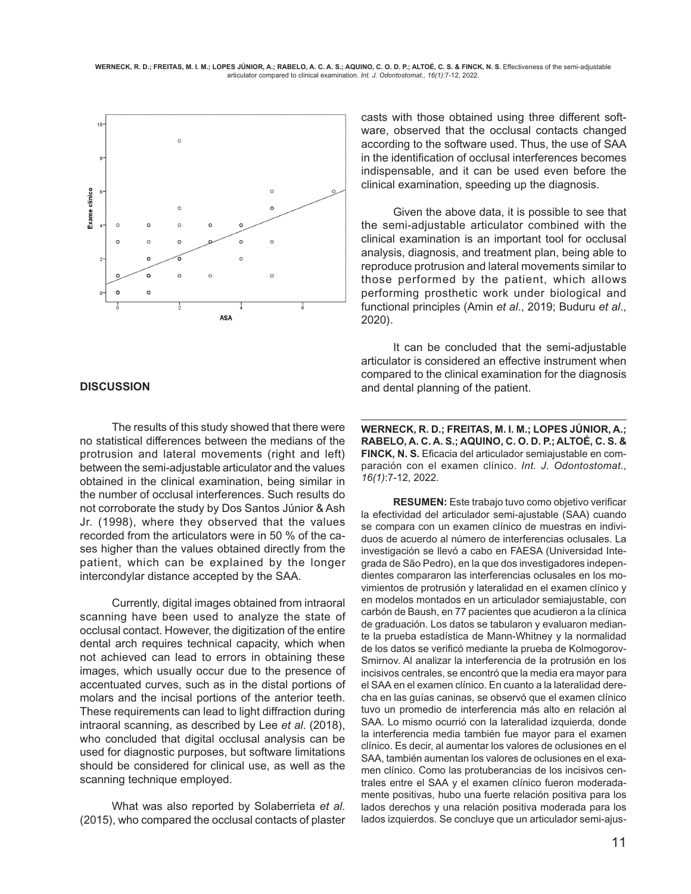## DISCUSSION

The results of this study showed that there were no statistical differences between the medians of the protrusion and lateral movements (right and left) between the semi-adjustable articulator and the values obtained in the clinical examination, being similar in the number of occlusal interferences. Such results do not corroborate the study by Dos Santos Júnior & Ash Jr. (1998), where they observed that the values recorded from the articulators were in 50 % of the cases higher than the values obtained directly from the patient, which can be explained by the longer intercondylar distance accepted by the SAA.

Currently, digital images obtained from intraoral scanning have been used to analyze the state of occlusal contact. However, the digitization of the entire dental arch requires technical capacity, which when not achieved can lead to errors in obtaining these images, which usually occur due to the presence of accentuated curves, such as in the distal portions of molars and the incisal portions of the anterior teeth. These requirements can lead to light diffraction during intraoral scanning, as described by Lee *et al*. (2018), who concluded that digital occlusal analysis can be used for diagnostic purposes, but software limitations should be considered for clinical use, as well as the scanning technique employed.

What was also reported by Solaberrieta *et al*. (2015), who compared the occlusal contacts of plaster casts with those obtained using three different software, observed that the occlusal contacts changed according to the software used. Thus, the use of SAA in the identification of occlusal interferences becomes indispensable, and it can be used even before the clinical examination, speeding up the diagnosis.

Given the above data, it is possible to see that the semi-adjustable articulator combined with the clinical examination is an important tool for occlusal analysis, diagnosis, and treatment plan, being able to reproduce protrusion and lateral movements similar to those performed by the patient, which allows performing prosthetic work under biological and functional principles (Amin *et al*., 2019; Buduru *et al*., 2020).

It can be concluded that the semi-adjustable articulator is considered an effective instrument when compared to the clinical examination for the diagnosis and dental planning of the patient.

---

**WERNECK, R. D.; FREITAS, M. I. M.; LOPES JÚNIOR, A.; RABELO, A. C. A. S.; AQUINO, C. O. D. P.; ALTOÉ, C. S. & FINCK, N. S.** Eficacia del articulador semiajustable en comparación con el examen clínico. *Int. J. Odontostomat., 16(1)*:7-12, 2022.

**RESUMEN:** Este trabajo tuvo como objetivo verificar la efectividad del articulador semi-ajustable (SAA) cuando se compara con un examen clínico de muestras en individuos de acuerdo al número de interferencias oclusales. La investigación se llevó a cabo en FAESA (Universidad Integrada de São Pedro), en la que dos investigadores independientes compararon las interferencias oclusales en los movimientos de protrusión y lateralidad en el examen clínico y en modelos montados en un articulador semiajustable, con carbón de Baush, en 77 pacientes que acudieron a la clínica de graduación. Los datos se tabularon y evaluaron mediante la prueba estadística de Mann-Whitney y la normalidad de los datos se verificó mediante la prueba de Kolmogorov-Smirnov. Al analizar la interferencia de la protrusión en los incisivos centrales, se encontró que la media era mayor para el SAA en el examen clínico. En cuanto a la lateralidad derecha en las guías caninas, se observó que el examen clínico tuvo un promedio de interferencia más alto en relación al SAA. Lo mismo ocurrió con la lateralidad izquierda, donde la interferencia media también fue mayor para el examen clínico. Es decir, al aumentar los valores de oclusiones en el SAA, también aumentan los valores de oclusiones en el examen clínico. Como las protuberancias de los incisivos centrales entre el SAA y el examen clínico fueron moderadamente positivas, hubo una fuerte relación positiva para los lados derechos y una relación positiva moderada para los lados izquierdos. Se concluye que un articulador semi-ajus-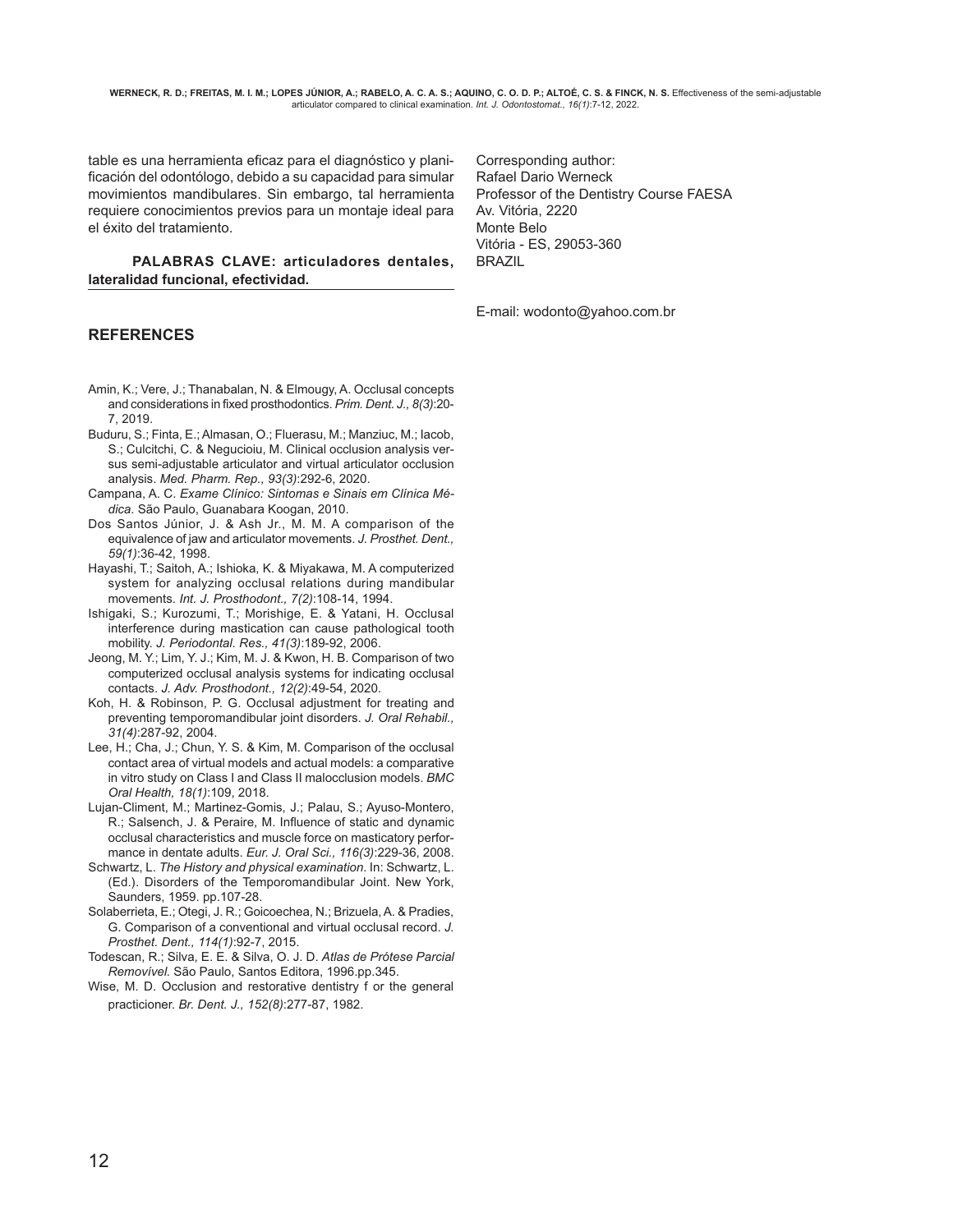table es una herramienta eficaz para el diagnóstico y planificación del odontólogo, debido a su capacidad para simular movimientos mandibulares. Sin embargo, tal herramienta requiere conocimientos previos para un montaje ideal para el éxito del tratamiento.

**PALABRAS CLAVE: articuladores dentales, lateralidad funcional, efectividad.**

## REFERENCES

Amin, K.; Vere, J.; Thanabalan, N. & Elmougy, A. Occlusal concepts and considerations in fixed prosthodontics. *Prim. Dent. J., 8(3)*:20-7, 2019.

Buduru, S.; Finta, E.; Almasan, O.; Fluerasu, M.; Manziuc, M.; Iacob, S.; Culcitchi, C. & Negucioiu, M. Clinical occlusion analysis versus semi-adjustable articulator and virtual articulator occlusion analysis. *Med. Pharm. Rep., 93(3)*:292-6, 2020.

Campana, A. C. *Exame Clínico: Sintomas e Sinais em Clínica Médica*. São Paulo, Guanabara Koogan, 2010.

Dos Santos Júnior, J. & Ash Jr., M. M. A comparison of the equivalence of jaw and articulator movements. *J. Prosthet. Dent., 59(1)*:36-42, 1998.

Hayashi, T.; Saitoh, A.; Ishioka, K. & Miyakawa, M. A computerized system for analyzing occlusal relations during mandibular movements. *Int. J. Prosthodont., 7(2)*:108-14, 1994.

Ishigaki, S.; Kurozumi, T.; Morishige, E. & Yatani, H. Occlusal interference during mastication can cause pathological tooth mobility. *J. Periodontal. Res., 41(3)*:189-92, 2006.

Jeong, M. Y.; Lim, Y. J.; Kim, M. J. & Kwon, H. B. Comparison of two computerized occlusal analysis systems for indicating occlusal contacts. *J. Adv. Prosthodont., 12(2)*:49-54, 2020.

Koh, H. & Robinson, P. G. Occlusal adjustment for treating and preventing temporomandibular joint disorders. *J. Oral Rehabil., 31(4)*:287-92, 2004.

Lee, H.; Cha, J.; Chun, Y. S. & Kim, M. Comparison of the occlusal contact area of virtual models and actual models: a comparative in vitro study on Class I and Class II malocclusion models. *BMC Oral Health, 18(1)*:109, 2018.

Lujan-Climent, M.; Martinez-Gomis, J.; Palau, S.; Ayuso-Montero, R.; Salsench, J. & Peraire, M. Influence of static and dynamic occlusal characteristics and muscle force on masticatory performance in dentate adults. *Eur. J. Oral Sci., 116(3)*:229-36, 2008.

Schwartz, L. *The History and physical examination*. In: Schwartz, L. (Ed.). Disorders of the Temporomandibular Joint. New York, Saunders, 1959. pp.107-28.

Solaberrieta, E.; Otegi, J. R.; Goicoechea, N.; Brizuela, A. & Pradies, G. Comparison of a conventional and virtual occlusal record. *J. Prosthet. Dent., 114(1)*:92-7, 2015.

Todescan, R.; Silva, E. E. & Silva, O. J. D. *Atlas de Prótese Parcial Removível.* São Paulo, Santos Editora, 1996.pp.345.

Wise, M. D. Occlusion and restorative dentistry f or the general practicioner. *Br. Dent. J., 152(8)*:277-87, 1982.

Corresponding author:
Rafael Dario Werneck
Professor of the Dentistry Course FAESA
Av. Vitória, 2220
Monte Belo
Vitória - ES, 29053-360
BRAZIL

E-mail: wodonto@yahoo.com.br